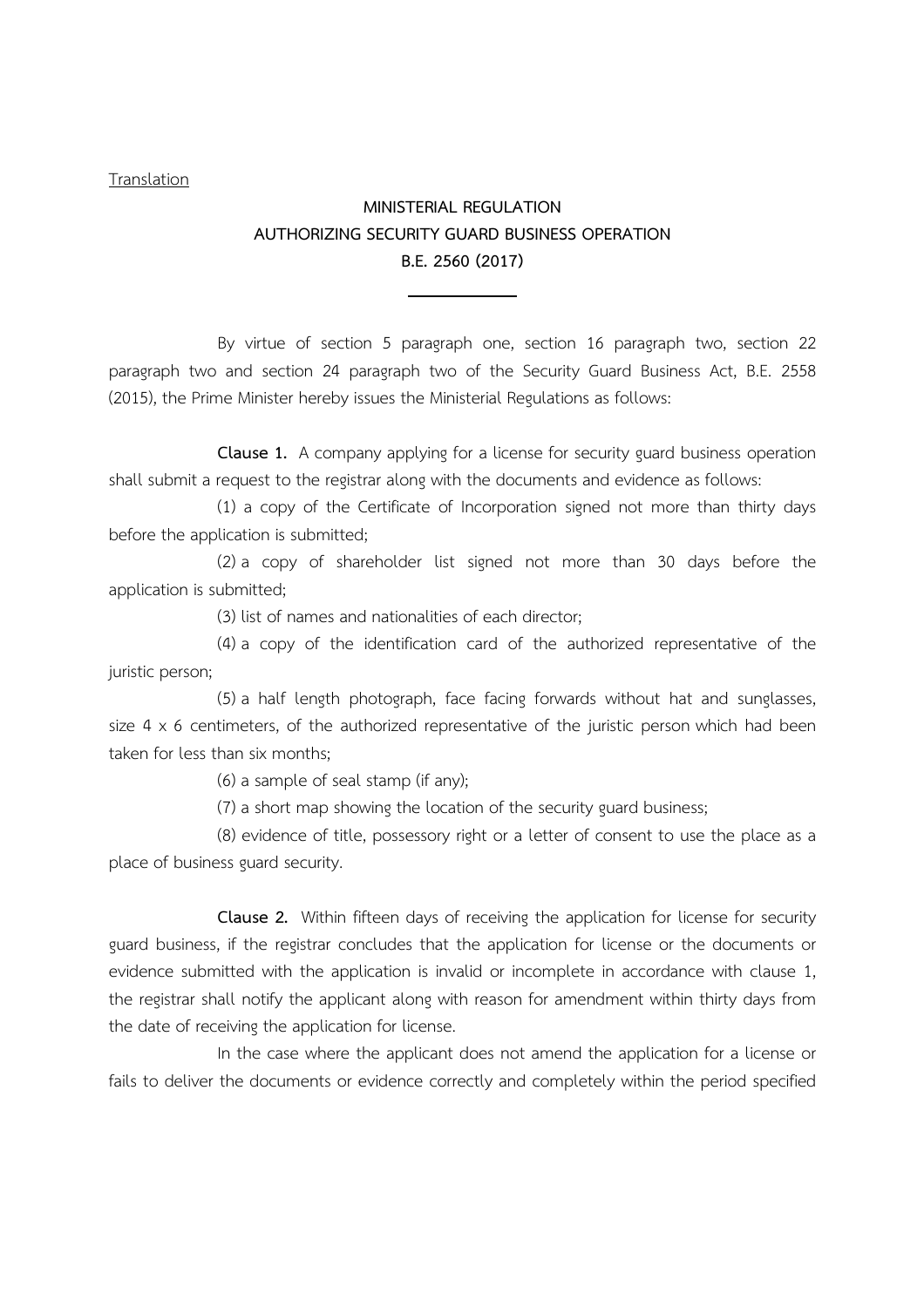Translation

# MINISTERIAL REGULATION
# AUTHORIZING SECURITY GUARD BUSINESS OPERATION
# B.E. 2560 (2017)

---

By virtue of section 5 paragraph one, section 16 paragraph two, section 22 paragraph two and section 24 paragraph two of the Security Guard Business Act, B.E. 2558 (2015), the Prime Minister hereby issues the Ministerial Regulations as follows:

**Clause 1.** A company applying for a license for security guard business operation shall submit a request to the registrar along with the documents and evidence as follows:

(1) a copy of the Certificate of Incorporation signed not more than thirty days before the application is submitted;

(2) a copy of shareholder list signed not more than 30 days before the application is submitted;

(3) list of names and nationalities of each director;

(4) a copy of the identification card of the authorized representative of the juristic person;

(5) a half length photograph, face facing forwards without hat and sunglasses, size 4 x 6 centimeters, of the authorized representative of the juristic person which had been taken for less than six months;

(6) a sample of seal stamp (if any);

(7) a short map showing the location of the security guard business;

(8) evidence of title, possessory right or a letter of consent to use the place as a place of business guard security.

**Clause 2.** Within fifteen days of receiving the application for license for security guard business, if the registrar concludes that the application for license or the documents or evidence submitted with the application is invalid or incomplete in accordance with clause 1, the registrar shall notify the applicant along with reason for amendment within thirty days from the date of receiving the application for license.

In the case where the applicant does not amend the application for a license or fails to deliver the documents or evidence correctly and completely within the period specified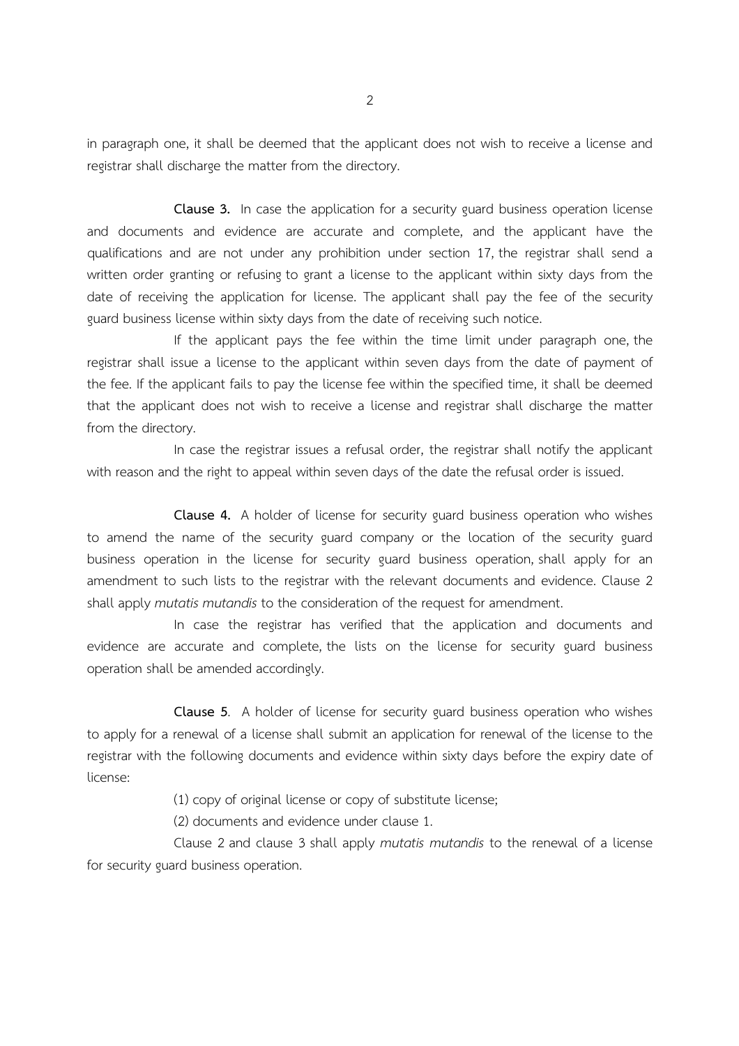in paragraph one, it shall be deemed that the applicant does not wish to receive a license and registrar shall discharge the matter from the directory.

**Clause 3.** In case the application for a security guard business operation license and documents and evidence are accurate and complete, and the applicant have the qualifications and are not under any prohibition under section 17, the registrar shall send a written order granting or refusing to grant a license to the applicant within sixty days from the date of receiving the application for license. The applicant shall pay the fee of the security guard business license within sixty days from the date of receiving such notice.

If the applicant pays the fee within the time limit under paragraph one, the registrar shall issue a license to the applicant within seven days from the date of payment of the fee. If the applicant fails to pay the license fee within the specified time, it shall be deemed that the applicant does not wish to receive a license and registrar shall discharge the matter from the directory.

In case the registrar issues a refusal order, the registrar shall notify the applicant with reason and the right to appeal within seven days of the date the refusal order is issued.

**Clause 4.** A holder of license for security guard business operation who wishes to amend the name of the security guard company or the location of the security guard business operation in the license for security guard business operation, shall apply for an amendment to such lists to the registrar with the relevant documents and evidence. Clause 2 shall apply *mutatis mutandis* to the consideration of the request for amendment.

In case the registrar has verified that the application and documents and evidence are accurate and complete, the lists on the license for security guard business operation shall be amended accordingly.

**Clause 5**. A holder of license for security guard business operation who wishes to apply for a renewal of a license shall submit an application for renewal of the license to the registrar with the following documents and evidence within sixty days before the expiry date of license:

(1) copy of original license or copy of substitute license;

(2) documents and evidence under clause 1.

Clause 2 and clause 3 shall apply *mutatis mutandis* to the renewal of a license for security guard business operation.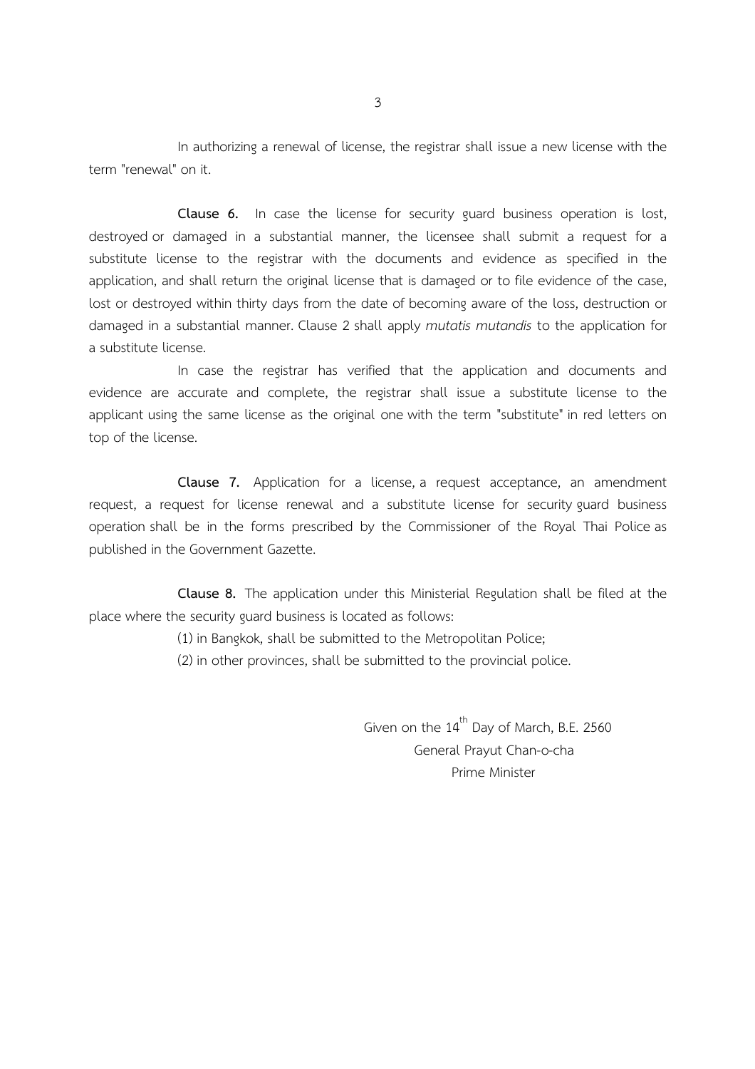In authorizing a renewal of license, the registrar shall issue a new license with the term "renewal" on it.

**Clause 6.** In case the license for security guard business operation is lost, destroyed or damaged in a substantial manner, the licensee shall submit a request for a substitute license to the registrar with the documents and evidence as specified in the application, and shall return the original license that is damaged or to file evidence of the case, lost or destroyed within thirty days from the date of becoming aware of the loss, destruction or damaged in a substantial manner. Clause 2 shall apply *mutatis mutandis* to the application for a substitute license.

In case the registrar has verified that the application and documents and evidence are accurate and complete, the registrar shall issue a substitute license to the applicant using the same license as the original one with the term "substitute" in red letters on top of the license.

**Clause 7.** Application for a license, a request acceptance, an amendment request, a request for license renewal and a substitute license for security guard business operation shall be in the forms prescribed by the Commissioner of the Royal Thai Police as published in the Government Gazette.

**Clause 8.** The application under this Ministerial Regulation shall be filed at the place where the security guard business is located as follows:

(1) in Bangkok, shall be submitted to the Metropolitan Police;

(2) in other provinces, shall be submitted to the provincial police.

Given on the 14th Day of March, B.E. 2560
General Prayut Chan-o-cha
Prime Minister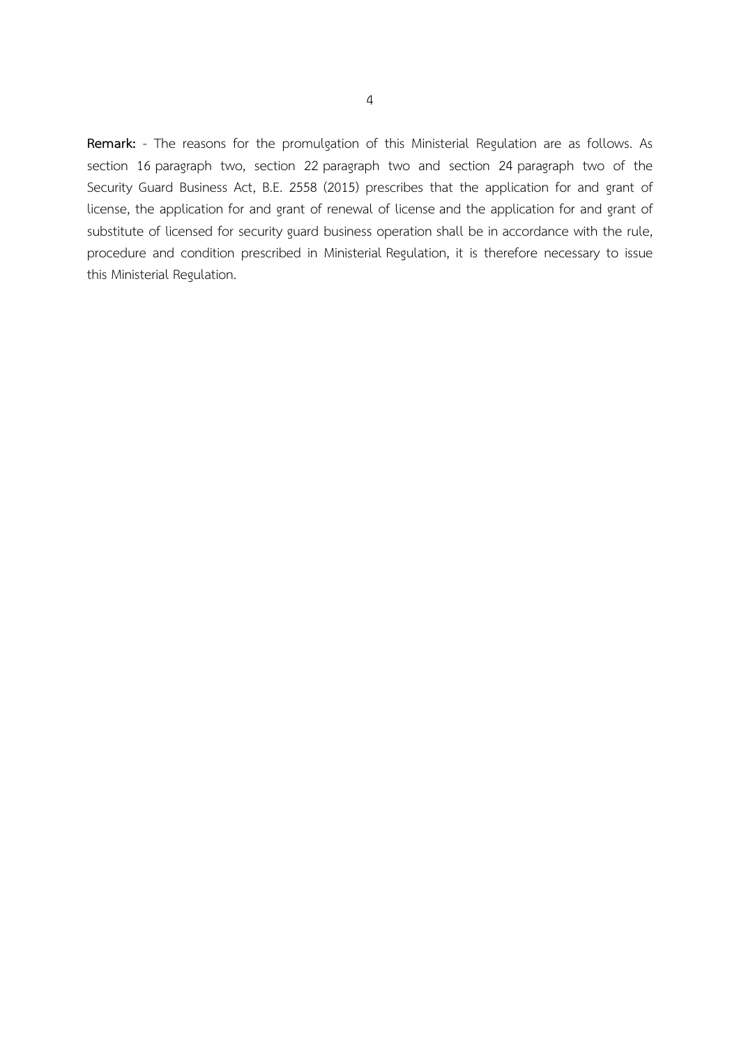**Remark:** - The reasons for the promulgation of this Ministerial Regulation are as follows. As section 16 paragraph two, section 22 paragraph two and section 24 paragraph two of the Security Guard Business Act, B.E. 2558 (2015) prescribes that the application for and grant of license, the application for and grant of renewal of license and the application for and grant of substitute of licensed for security guard business operation shall be in accordance with the rule, procedure and condition prescribed in Ministerial Regulation, it is therefore necessary to issue this Ministerial Regulation.